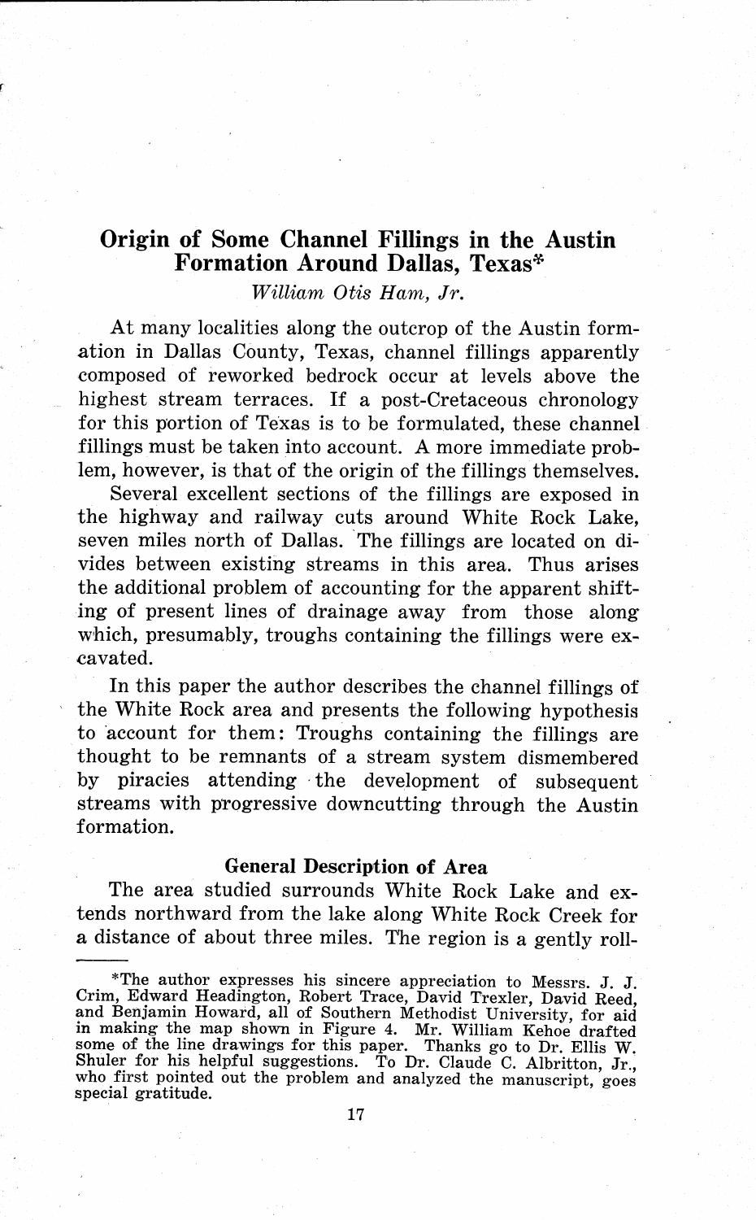# Origin of Some Channel Fillings in the Austin Formation Around Dallas, Texas*

*William Otis Ham, Jr.*

At many localities along the outcrop of the Austin formation in Dallas County, Texas, channel fillings apparently composed of reworked bedrock occur at levels above the highest stream terraces. If a post-Cretaceous chronology for this portion of Texas is to be formulated, these channel fillings must be taken into account. A more immediate problem, however, is that of the origin of the fillings themselves.

Several excellent sections of the fillings are exposed in the highway and railway cuts around White Rock Lake, seven miles north of Dallas. The fillings are located on divides between existing streams in this area. Thus arises the additional problem of accounting for the apparent shifting of present lines of drainage away from those along which, presumably, troughs containing the fillings were excavated.

In this paper the author describes the channel fillings of the White Rock area and presents the following hypothesis to account for them: Troughs containing the fillings are thought to be remnants of a stream system dismembered by piracies attending the development of subsequent streams with progressive downcutting through the Austin formation.

## General Description of Area

The area studied surrounds White Rock Lake and extends northward from the lake along White Rock Creek for a distance of about three miles. The region is a gently roll-

---

*The author expresses his sincere appreciation to Messrs. J. J. Crim, Edward Headington, Robert Trace, David Trexler, David Reed, and Benjamin Howard, all of Southern Methodist University, for aid in making the map shown in Figure 4. Mr. William Kehoe drafted some of the line drawings for this paper. Thanks go to Dr. Ellis W. Shuler for his helpful suggestions. To Dr. Claude C. Albritton, Jr., who first pointed out the problem and analyzed the manuscript, goes special gratitude.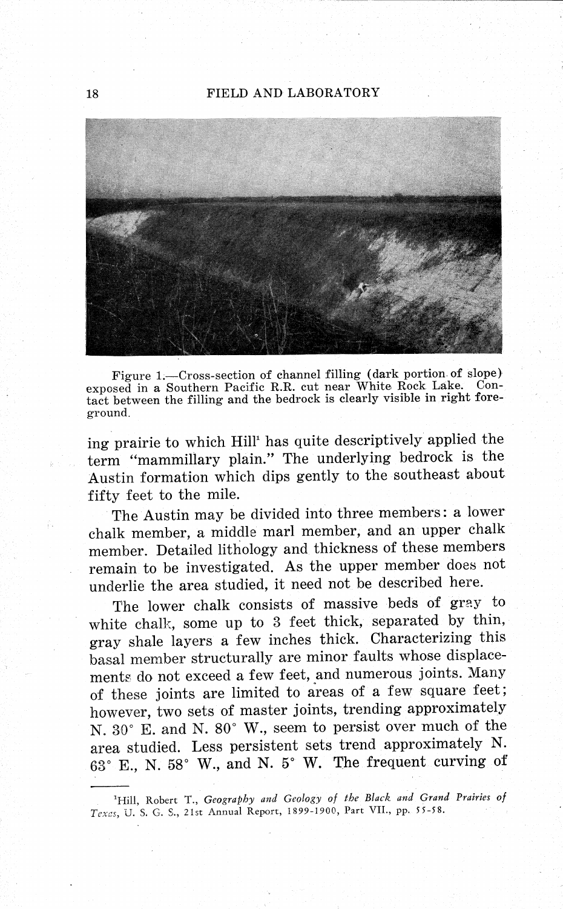Figure 1.—Cross-section of channel filling (dark portion of slope) exposed in a Southern Pacific R.R. cut near White Rock Lake. Contact between the filling and the bedrock is clearly visible in right foreground.

ing prairie to which Hill[1] has quite descriptively applied the term "mammillary plain." The underlying bedrock is the Austin formation which dips gently to the southeast about fifty feet to the mile.

The Austin may be divided into three members: a lower chalk member, a middle marl member, and an upper chalk member. Detailed lithology and thickness of these members remain to be investigated. As the upper member does not underlie the area studied, it need not be described here.

The lower chalk consists of massive beds of gray to white chalk, some up to 3 feet thick, separated by thin, gray shale layers a few inches thick. Characterizing this basal member structurally are minor faults whose displacements do not exceed a few feet, and numerous joints. Many of these joints are limited to areas of a few square feet; however, two sets of master joints, trending approximately N. 30° E. and N. 80° W., seem to persist over much of the area studied. Less persistent sets trend approximately N. 63° E., N. 58° W., and N. 5° W. The frequent curving of

---

[1]Hill, Robert T., *Geography and Geology of the Black and Grand Prairies of Texas*, U. S. G. S., 21st Annual Report, 1899-1900, Part VII., pp. 55-58.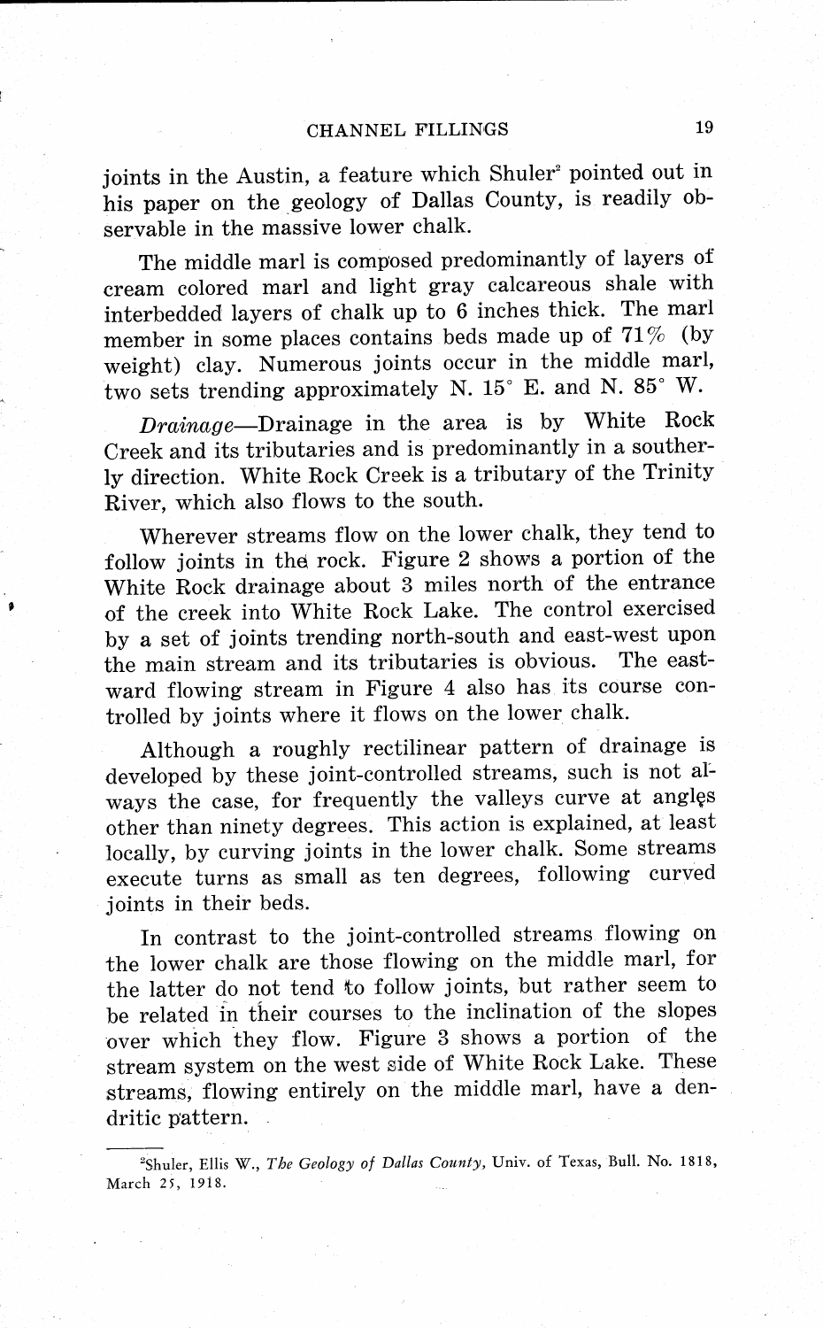joints in the Austin, a feature which Shuler[2] pointed out in his paper on the geology of Dallas County, is readily observable in the massive lower chalk.

The middle marl is composed predominantly of layers of cream colored marl and light gray calcareous shale with interbedded layers of chalk up to 6 inches thick. The marl member in some places contains beds made up of 71% (by weight) clay. Numerous joints occur in the middle marl, two sets trending approximately N. 15° E. and N. 85° W.

*Drainage*—Drainage in the area is by White Rock Creek and its tributaries and is predominantly in a southerly direction. White Rock Creek is a tributary of the Trinity River, which also flows to the south.

Wherever streams flow on the lower chalk, they tend to follow joints in the rock. Figure 2 shows a portion of the White Rock drainage about 3 miles north of the entrance of the creek into White Rock Lake. The control exercised by a set of joints trending north-south and east-west upon the main stream and its tributaries is obvious. The eastward flowing stream in Figure 4 also has its course controlled by joints where it flows on the lower chalk.

Although a roughly rectilinear pattern of drainage is developed by these joint-controlled streams, such is not always the case, for frequently the valleys curve at angles other than ninety degrees. This action is explained, at least locally, by curving joints in the lower chalk. Some streams execute turns as small as ten degrees, following curved joints in their beds.

In contrast to the joint-controlled streams flowing on the lower chalk are those flowing on the middle marl, for the latter do not tend to follow joints, but rather seem to be related in their courses to the inclination of the slopes over which they flow. Figure 3 shows a portion of the stream system on the west side of White Rock Lake. These streams, flowing entirely on the middle marl, have a dendritic pattern.

---

[2]Shuler, Ellis W., *The Geology of Dallas County,* Univ. of Texas, Bull. No. 1818, March 25, 1918.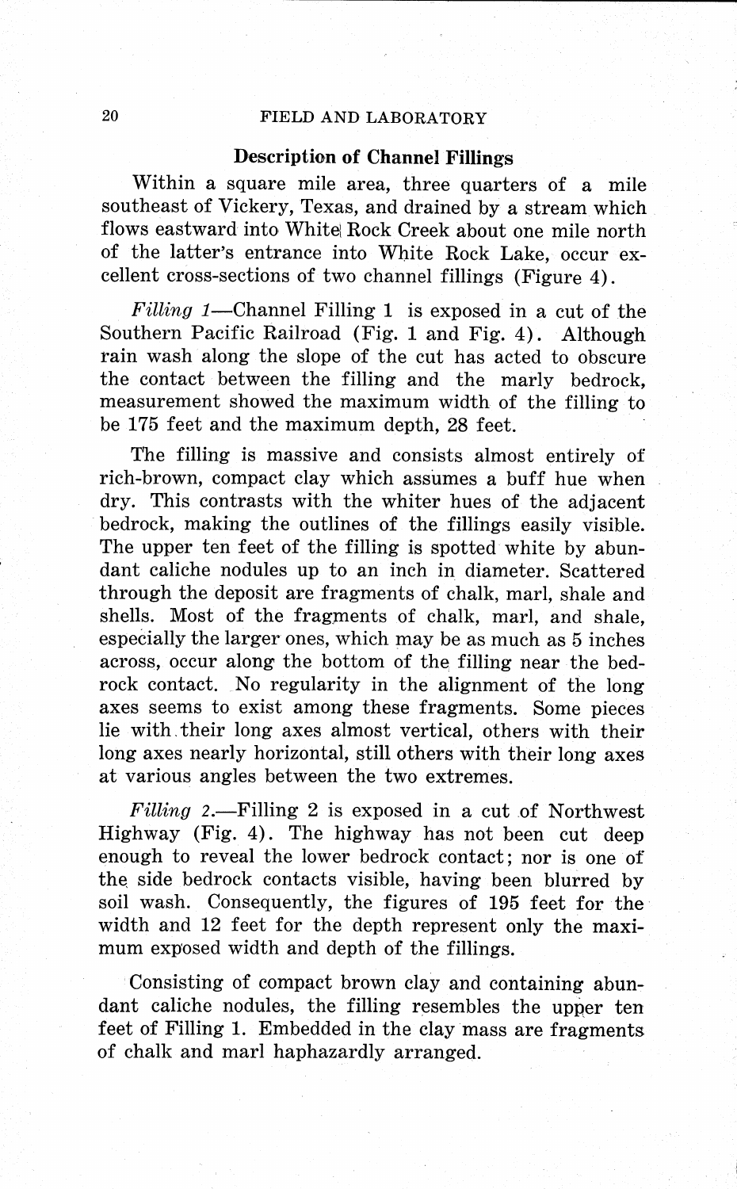## Description of Channel Fillings

Within a square mile area, three quarters of a mile southeast of Vickery, Texas, and drained by a stream which flows eastward into White Rock Creek about one mile north of the latter's entrance into White Rock Lake, occur excellent cross-sections of two channel fillings (Figure 4).

*Filling 1*—Channel Filling 1 is exposed in a cut of the Southern Pacific Railroad (Fig. 1 and Fig. 4). Although rain wash along the slope of the cut has acted to obscure the contact between the filling and the marly bedrock, measurement showed the maximum width of the filling to be 175 feet and the maximum depth, 28 feet.

The filling is massive and consists almost entirely of rich-brown, compact clay which assumes a buff hue when dry. This contrasts with the whiter hues of the adjacent bedrock, making the outlines of the fillings easily visible. The upper ten feet of the filling is spotted white by abundant caliche nodules up to an inch in diameter. Scattered through the deposit are fragments of chalk, marl, shale and shells. Most of the fragments of chalk, marl, and shale, especially the larger ones, which may be as much as 5 inches across, occur along the bottom of the filling near the bedrock contact. No regularity in the alignment of the long axes seems to exist among these fragments. Some pieces lie with their long axes almost vertical, others with their long axes nearly horizontal, still others with their long axes at various angles between the two extremes.

*Filling 2*.—Filling 2 is exposed in a cut of Northwest Highway (Fig. 4). The highway has not been cut deep enough to reveal the lower bedrock contact; nor is one of the side bedrock contacts visible, having been blurred by soil wash. Consequently, the figures of 195 feet for the width and 12 feet for the depth represent only the maximum exposed width and depth of the fillings.

Consisting of compact brown clay and containing abundant caliche nodules, the filling resembles the upper ten feet of Filling 1. Embedded in the clay mass are fragments of chalk and marl haphazardly arranged.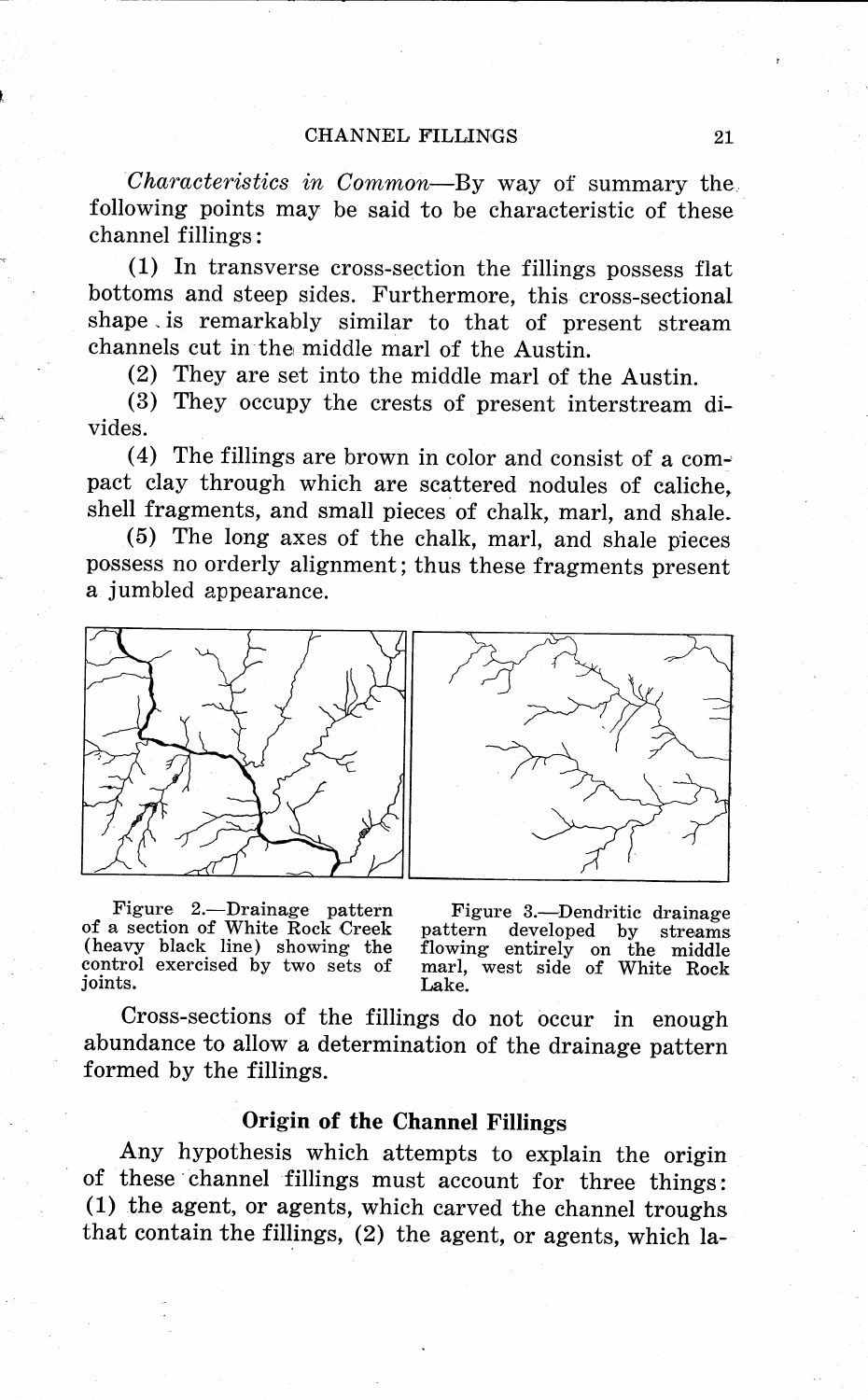*Characteristics in Common*—By way of summary the following points may be said to be characteristic of these channel fillings:

(1) In transverse cross-section the fillings possess flat bottoms and steep sides. Furthermore, this cross-sectional shape is remarkably similar to that of present stream channels cut in the middle marl of the Austin.

(2) They are set into the middle marl of the Austin.

(3) They occupy the crests of present interstream divides.

(4) The fillings are brown in color and consist of a compact clay through which are scattered nodules of caliche, shell fragments, and small pieces of chalk, marl, and shale.

(5) The long axes of the chalk, marl, and shale pieces possess no orderly alignment; thus these fragments present a jumbled appearance.

Figure 2.—Drainage pattern of a section of White Rock Creek (heavy black line) showing the control exercised by two sets of joints.

Figure 3.—Dendritic drainage pattern developed by streams flowing entirely on the middle marl, west side of White Rock Lake.

Cross-sections of the fillings do not occur in enough abundance to allow a determination of the drainage pattern formed by the fillings.

## Origin of the Channel Fillings

Any hypothesis which attempts to explain the origin of these channel fillings must account for three things: (1) the agent, or agents, which carved the channel troughs that contain the fillings, (2) the agent, or agents, which la-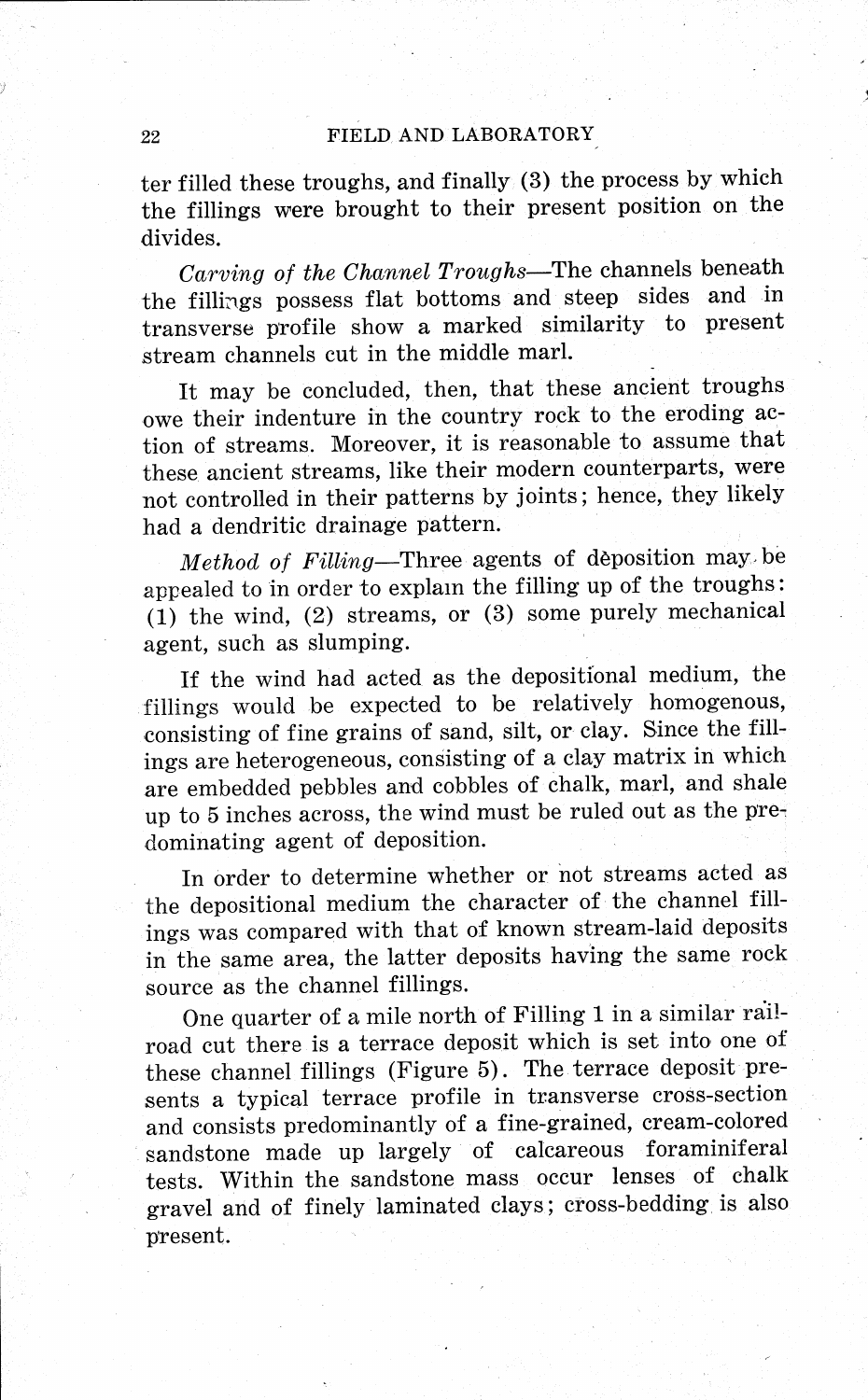ter filled these troughs, and finally (3) the process by which the fillings were brought to their present position on the divides.

*Carving of the Channel Troughs*—The channels beneath the fillings possess flat bottoms and steep sides and in transverse profile show a marked similarity to present stream channels cut in the middle marl.

It may be concluded, then, that these ancient troughs owe their indenture in the country rock to the eroding action of streams. Moreover, it is reasonable to assume that these ancient streams, like their modern counterparts, were not controlled in their patterns by joints; hence, they likely had a dendritic drainage pattern.

*Method of Filling*—Three agents of dèposition may be appealed to in order to explain the filling up of the troughs: (1) the wind, (2) streams, or (3) some purely mechanical agent, such as slumping.

If the wind had acted as the depositional medium, the fillings would be expected to be relatively homogenous, consisting of fine grains of sand, silt, or clay. Since the fillings are heterogeneous, consisting of a clay matrix in which are embedded pebbles and cobbles of chalk, marl, and shale up to 5 inches across, the wind must be ruled out as the predominating agent of deposition.

In order to determine whether or not streams acted as the depositional medium the character of the channel fillings was compared with that of known stream-laid deposits in the same area, the latter deposits having the same rock source as the channel fillings.

One quarter of a mile north of Filling 1 in a similar railroad cut there is a terrace deposit which is set into one of these channel fillings (Figure 5). The terrace deposit presents a typical terrace profile in transverse cross-section and consists predominantly of a fine-grained, cream-colored sandstone made up largely of calcareous foraminiferal tests. Within the sandstone mass occur lenses of chalk gravel and of finely laminated clays; cross-bedding is also present.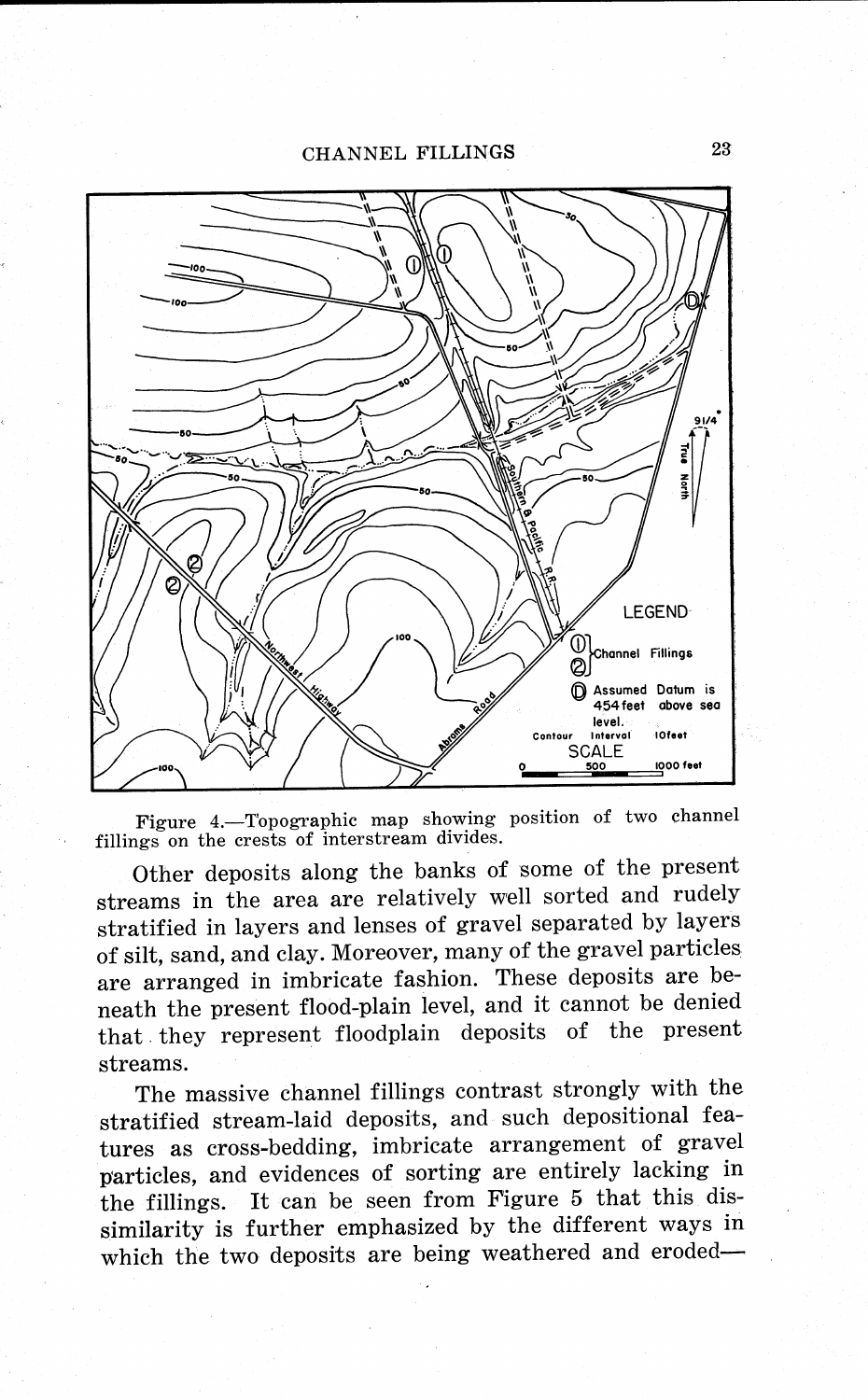Figure 4.—Topographic map showing position of two channel fillings on the crests of interstream divides.

Other deposits along the banks of some of the present streams in the area are relatively well sorted and rudely stratified in layers and lenses of gravel separated by layers of silt, sand, and clay. Moreover, many of the gravel particles are arranged in imbricate fashion. These deposits are beneath the present flood-plain level, and it cannot be denied that they represent floodplain deposits of the present streams.

The massive channel fillings contrast strongly with the stratified stream-laid deposits, and such depositional features as cross-bedding, imbricate arrangement of gravel particles, and evidences of sorting are entirely lacking in the fillings. It can be seen from Figure 5 that this dissimilarity is further emphasized by the different ways in which the two deposits are being weathered and eroded—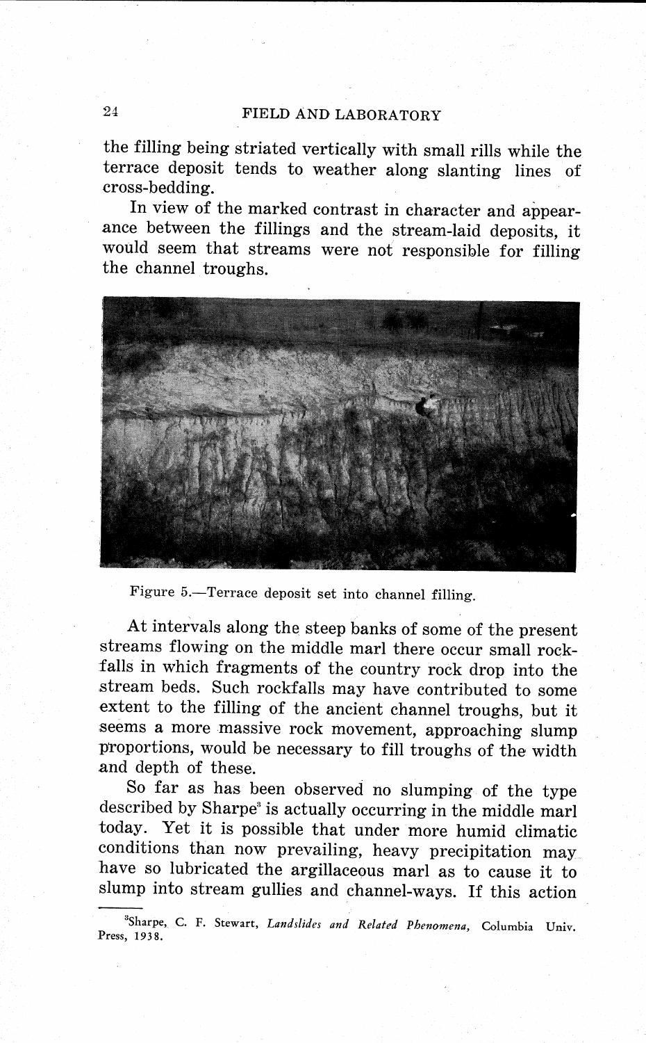the filling being striated vertically with small rills while the terrace deposit tends to weather along slanting lines of cross-bedding.

In view of the marked contrast in character and appearance between the fillings and the stream-laid deposits, it would seem that streams were not responsible for filling the channel troughs.

Figure 5.—Terrace deposit set into channel filling.

At intervals along the steep banks of some of the present streams flowing on the middle marl there occur small rockfalls in which fragments of the country rock drop into the stream beds. Such rockfalls may have contributed to some extent to the filling of the ancient channel troughs, but it seems a more massive rock movement, approaching slump proportions, would be necessary to fill troughs of the width and depth of these.

So far as has been observed no slumping of the type described by Sharpe[3] is actually occurring in the middle marl today. Yet it is possible that under more humid climatic conditions than now prevailing, heavy precipitation may have so lubricated the argillaceous marl as to cause it to slump into stream gullies and channel-ways. If this action

[3]Sharpe, C. F. Stewart, *Landslides and Related Phenomena*, Columbia Univ. Press, 1938.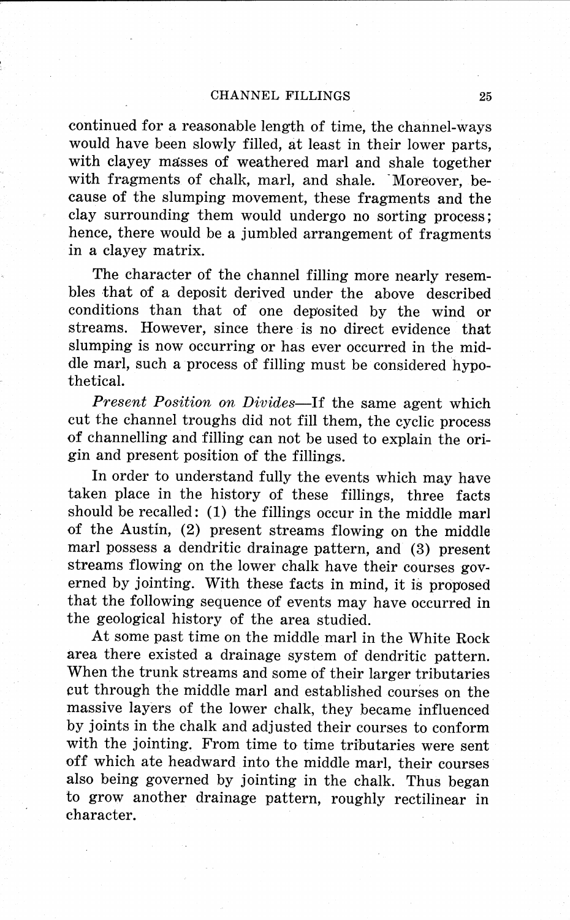continued for a reasonable length of time, the channel-ways would have been slowly filled, at least in their lower parts, with clayey masses of weathered marl and shale together with fragments of chalk, marl, and shale. Moreover, because of the slumping movement, these fragments and the clay surrounding them would undergo no sorting process; hence, there would be a jumbled arrangement of fragments in a clayey matrix.

The character of the channel filling more nearly resembles that of a deposit derived under the above described conditions than that of one deposited by the wind or streams. However, since there is no direct evidence that slumping is now occurring or has ever occurred in the middle marl, such a process of filling must be considered hypothetical.

*Present Position on Divides*—If the same agent which cut the channel troughs did not fill them, the cyclic process of channelling and filling can not be used to explain the origin and present position of the fillings.

In order to understand fully the events which may have taken place in the history of these fillings, three facts should be recalled: (1) the fillings occur in the middle marl of the Austin, (2) present streams flowing on the middle marl possess a dendritic drainage pattern, and (3) present streams flowing on the lower chalk have their courses governed by jointing. With these facts in mind, it is proposed that the following sequence of events may have occurred in the geological history of the area studied.

At some past time on the middle marl in the White Rock area there existed a drainage system of dendritic pattern. When the trunk streams and some of their larger tributaries cut through the middle marl and established courses on the massive layers of the lower chalk, they became influenced by joints in the chalk and adjusted their courses to conform with the jointing. From time to time tributaries were sent off which ate headward into the middle marl, their courses also being governed by jointing in the chalk. Thus began to grow another drainage pattern, roughly rectilinear in character.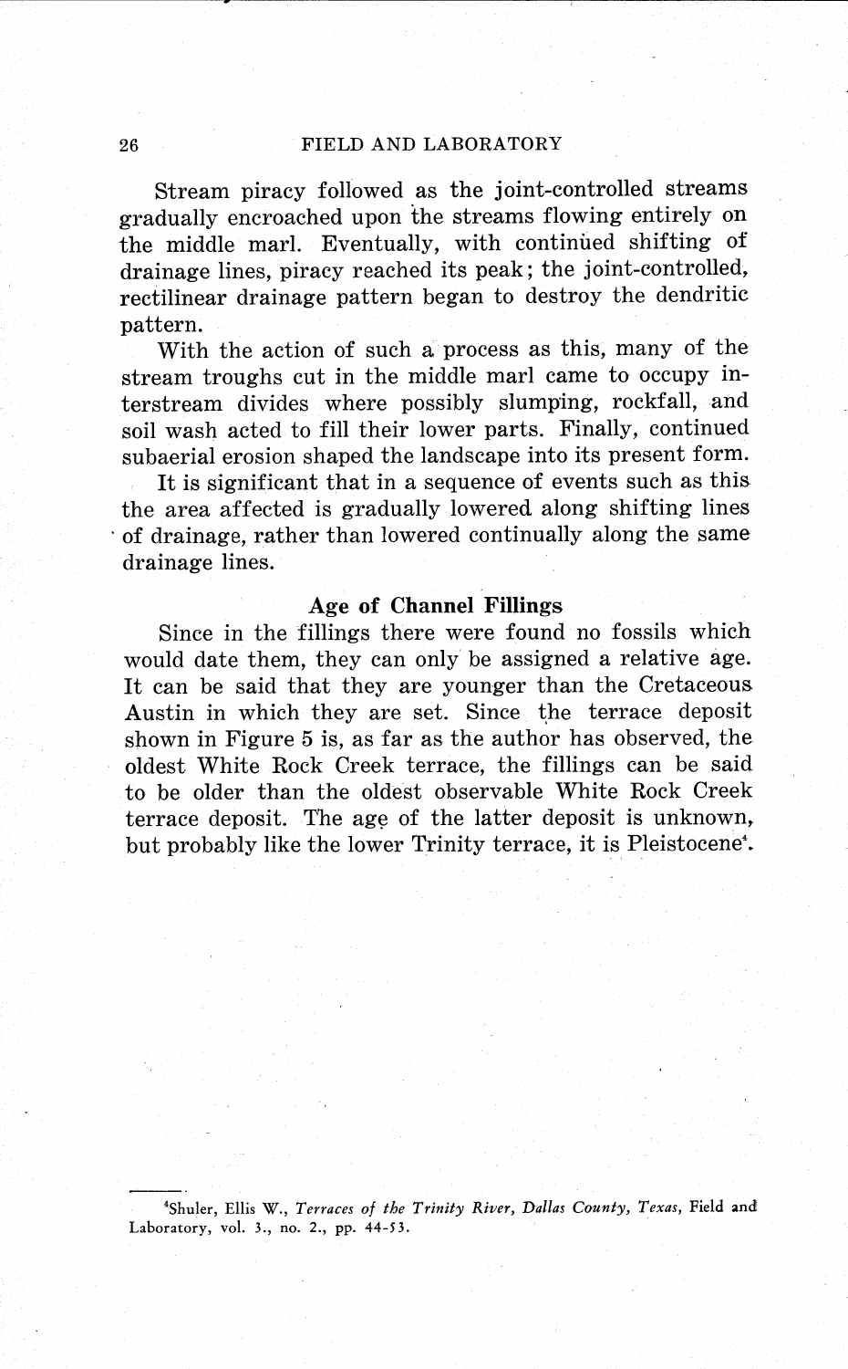Stream piracy followed as the joint-controlled streams gradually encroached upon the streams flowing entirely on the middle marl. Eventually, with continued shifting of drainage lines, piracy reached its peak; the joint-controlled, rectilinear drainage pattern began to destroy the dendritic pattern.

With the action of such a process as this, many of the stream troughs cut in the middle marl came to occupy interstream divides where possibly slumping, rockfall, and soil wash acted to fill their lower parts. Finally, continued subaerial erosion shaped the landscape into its present form.

It is significant that in a sequence of events such as this the area affected is gradually lowered along shifting lines of drainage, rather than lowered continually along the same drainage lines.

## Age of Channel Fillings

Since in the fillings there were found no fossils which would date them, they can only be assigned a relative age. It can be said that they are younger than the Cretaceous Austin in which they are set. Since the terrace deposit shown in Figure 5 is, as far as the author has observed, the oldest White Rock Creek terrace, the fillings can be said to be older than the oldest observable White Rock Creek terrace deposit. The age of the latter deposit is unknown, but probably like the lower Trinity terrace, it is Pleistocene[4].

---

[4]Shuler, Ellis W., *Terraces of the Trinity River, Dallas County, Texas,* Field and Laboratory, vol. 3., no. 2., pp. 44-53.